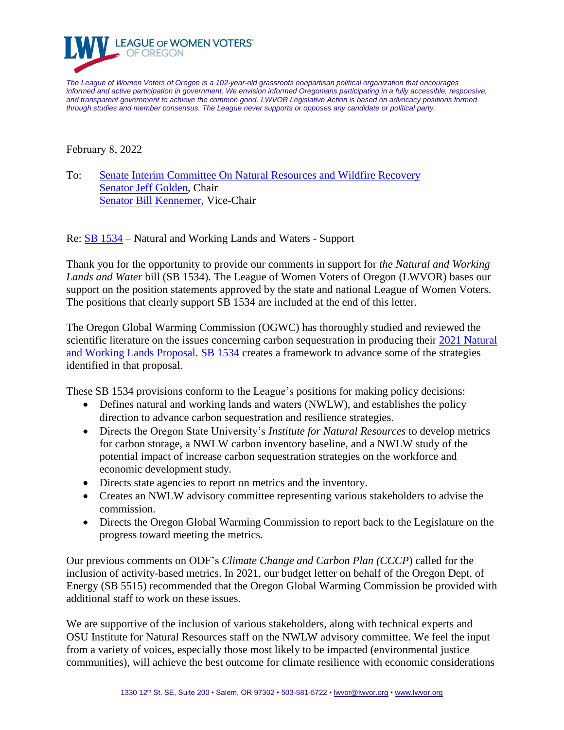LEAGUE OF WOMEN VOTERS® OF OREGON

*The League of Women Voters of Oregon is a 102-year-old grassroots nonpartisan political organization that encourages informed and active participation in government. We envision informed Oregonians participating in a fully accessible, responsive, and transparent government to achieve the common good. LWVOR Legislative Action is based on advocacy positions formed through studies and member consensus. The League never supports or opposes any candidate or political party.*

February 8, 2022

To: Senate Interim Committee On Natural Resources and Wildfire Recovery
Senator Jeff Golden, Chair
Senator Bill Kennemer, Vice-Chair

Re: SB 1534 – Natural and Working Lands and Waters - Support

Thank you for the opportunity to provide our comments in support for *the Natural and Working Lands and Water* bill (SB 1534). The League of Women Voters of Oregon (LWVOR) bases our support on the position statements approved by the state and national League of Women Voters. The positions that clearly support SB 1534 are included at the end of this letter.

The Oregon Global Warming Commission (OGWC) has thoroughly studied and reviewed the scientific literature on the issues concerning carbon sequestration in producing their 2021 Natural and Working Lands Proposal. SB 1534 creates a framework to advance some of the strategies identified in that proposal.

These SB 1534 provisions conform to the League's positions for making policy decisions:

- Defines natural and working lands and waters (NWLW), and establishes the policy direction to advance carbon sequestration and resilience strategies.
- Directs the Oregon State University's *Institute for Natural Resources* to develop metrics for carbon storage, a NWLW carbon inventory baseline, and a NWLW study of the potential impact of increase carbon sequestration strategies on the workforce and economic development study.
- Directs state agencies to report on metrics and the inventory.
- Creates an NWLW advisory committee representing various stakeholders to advise the commission.
- Directs the Oregon Global Warming Commission to report back to the Legislature on the progress toward meeting the metrics.

Our previous comments on ODF's *Climate Change and Carbon Plan (CCCP*) called for the inclusion of activity-based metrics. In 2021, our budget letter on behalf of the Oregon Dept. of Energy (SB 5515) recommended that the Oregon Global Warming Commission be provided with additional staff to work on these issues.

We are supportive of the inclusion of various stakeholders, along with technical experts and OSU Institute for Natural Resources staff on the NWLW advisory committee. We feel the input from a variety of voices, especially those most likely to be impacted (environmental justice communities), will achieve the best outcome for climate resilience with economic considerations

1330 12th St. SE, Suite 200 • Salem, OR 97302 • 503-581-5722 • lwvor@lwvor.org • www.lwvor.org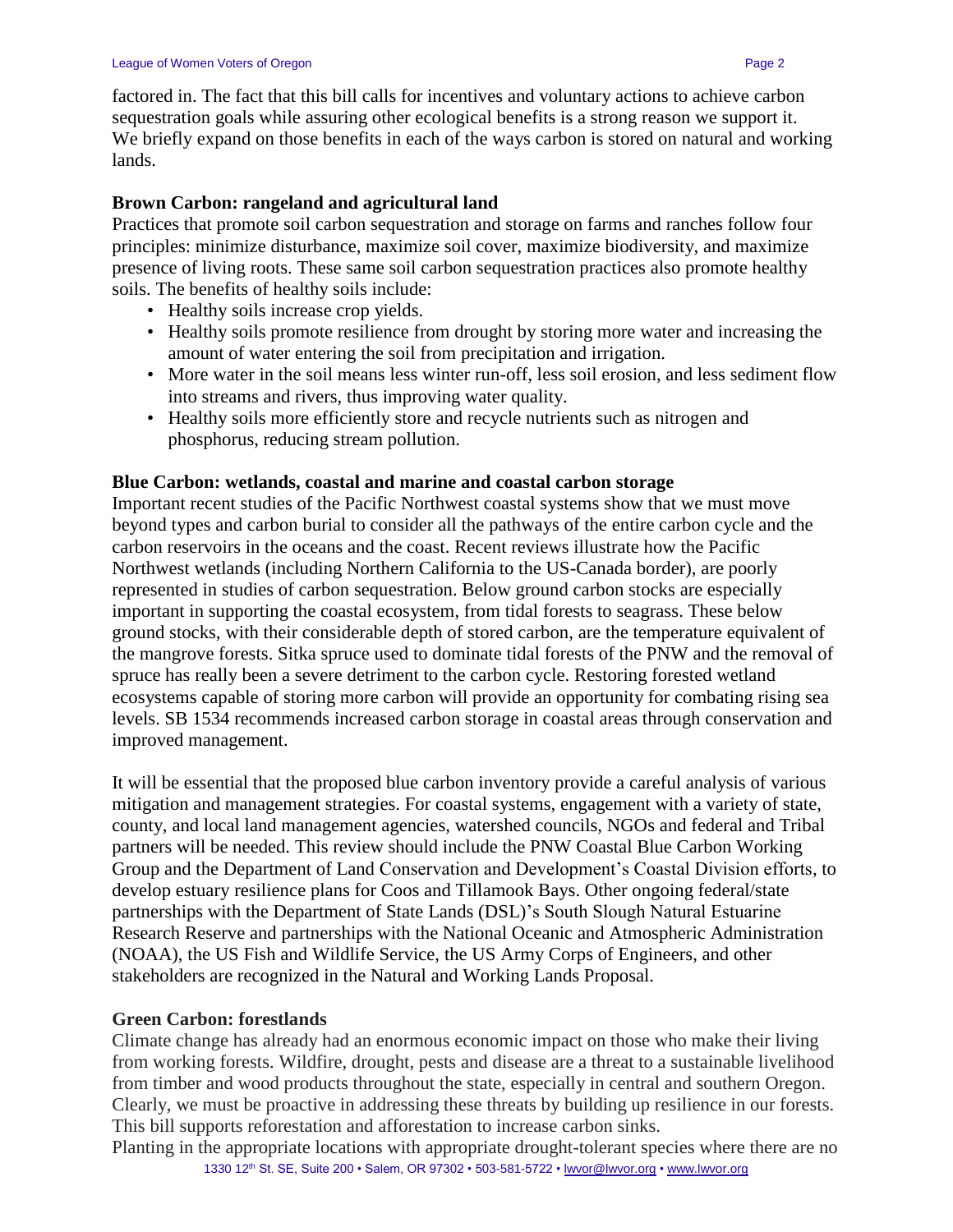factored in. The fact that this bill calls for incentives and voluntary actions to achieve carbon sequestration goals while assuring other ecological benefits is a strong reason we support it. We briefly expand on those benefits in each of the ways carbon is stored on natural and working lands.

**Brown Carbon: rangeland and agricultural land**

Practices that promote soil carbon sequestration and storage on farms and ranches follow four principles: minimize disturbance, maximize soil cover, maximize biodiversity, and maximize presence of living roots. These same soil carbon sequestration practices also promote healthy soils. The benefits of healthy soils include:

- Healthy soils increase crop yields.
- Healthy soils promote resilience from drought by storing more water and increasing the amount of water entering the soil from precipitation and irrigation.
- More water in the soil means less winter run-off, less soil erosion, and less sediment flow into streams and rivers, thus improving water quality.
- Healthy soils more efficiently store and recycle nutrients such as nitrogen and phosphorus, reducing stream pollution.

**Blue Carbon: wetlands, coastal and marine and coastal carbon storage**

Important recent studies of the Pacific Northwest coastal systems show that we must move beyond types and carbon burial to consider all the pathways of the entire carbon cycle and the carbon reservoirs in the oceans and the coast. Recent reviews illustrate how the Pacific Northwest wetlands (including Northern California to the US-Canada border), are poorly represented in studies of carbon sequestration. Below ground carbon stocks are especially important in supporting the coastal ecosystem, from tidal forests to seagrass. These below ground stocks, with their considerable depth of stored carbon, are the temperature equivalent of the mangrove forests. Sitka spruce used to dominate tidal forests of the PNW and the removal of spruce has really been a severe detriment to the carbon cycle. Restoring forested wetland ecosystems capable of storing more carbon will provide an opportunity for combating rising sea levels. SB 1534 recommends increased carbon storage in coastal areas through conservation and improved management.

It will be essential that the proposed blue carbon inventory provide a careful analysis of various mitigation and management strategies. For coastal systems, engagement with a variety of state, county, and local land management agencies, watershed councils, NGOs and federal and Tribal partners will be needed. This review should include the PNW Coastal Blue Carbon Working Group and the Department of Land Conservation and Development's Coastal Division efforts, to develop estuary resilience plans for Coos and Tillamook Bays. Other ongoing federal/state partnerships with the Department of State Lands (DSL)'s South Slough Natural Estuarine Research Reserve and partnerships with the National Oceanic and Atmospheric Administration (NOAA), the US Fish and Wildlife Service, the US Army Corps of Engineers, and other stakeholders are recognized in the Natural and Working Lands Proposal.

**Green Carbon: forestlands**

Climate change has already had an enormous economic impact on those who make their living from working forests. Wildfire, drought, pests and disease are a threat to a sustainable livelihood from timber and wood products throughout the state, especially in central and southern Oregon. Clearly, we must be proactive in addressing these threats by building up resilience in our forests. This bill supports reforestation and afforestation to increase carbon sinks.

Planting in the appropriate locations with appropriate drought-tolerant species where there are no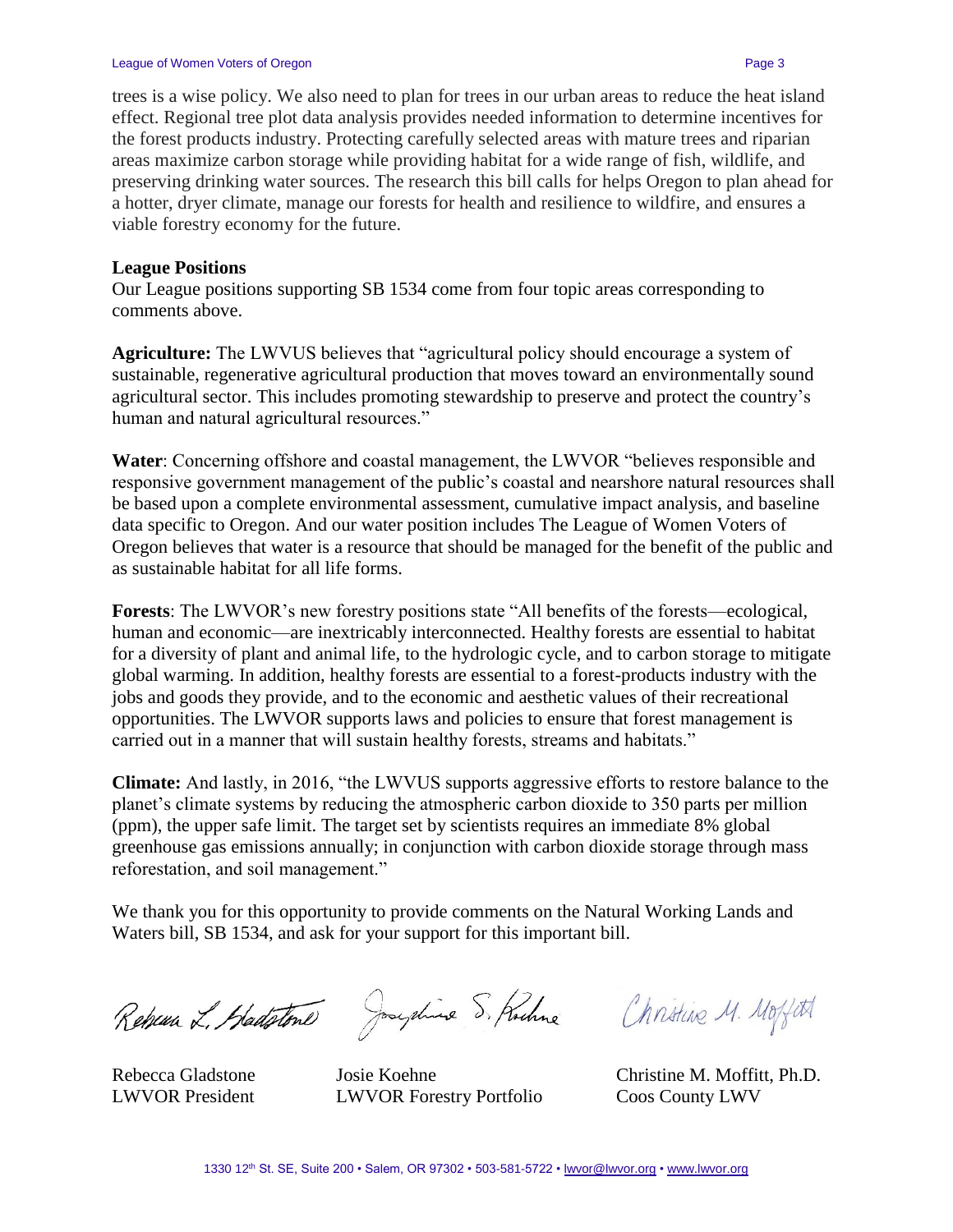trees is a wise policy. We also need to plan for trees in our urban areas to reduce the heat island effect. Regional tree plot data analysis provides needed information to determine incentives for the forest products industry. Protecting carefully selected areas with mature trees and riparian areas maximize carbon storage while providing habitat for a wide range of fish, wildlife, and preserving drinking water sources. The research this bill calls for helps Oregon to plan ahead for a hotter, dryer climate, manage our forests for health and resilience to wildfire, and ensures a viable forestry economy for the future.

**League Positions**

Our League positions supporting SB 1534 come from four topic areas corresponding to comments above.

**Agriculture:** The LWVUS believes that "agricultural policy should encourage a system of sustainable, regenerative agricultural production that moves toward an environmentally sound agricultural sector. This includes promoting stewardship to preserve and protect the country's human and natural agricultural resources."

**Water**: Concerning offshore and coastal management, the LWVOR "believes responsible and responsive government management of the public's coastal and nearshore natural resources shall be based upon a complete environmental assessment, cumulative impact analysis, and baseline data specific to Oregon. And our water position includes The League of Women Voters of Oregon believes that water is a resource that should be managed for the benefit of the public and as sustainable habitat for all life forms.

**Forests**: The LWVOR's new forestry positions state "All benefits of the forests—ecological, human and economic—are inextricably interconnected. Healthy forests are essential to habitat for a diversity of plant and animal life, to the hydrologic cycle, and to carbon storage to mitigate global warming. In addition, healthy forests are essential to a forest-products industry with the jobs and goods they provide, and to the economic and aesthetic values of their recreational opportunities. The LWVOR supports laws and policies to ensure that forest management is carried out in a manner that will sustain healthy forests, streams and habitats."

**Climate:** And lastly, in 2016, "the LWVUS supports aggressive efforts to restore balance to the planet's climate systems by reducing the atmospheric carbon dioxide to 350 parts per million (ppm), the upper safe limit. The target set by scientists requires an immediate 8% global greenhouse gas emissions annually; in conjunction with carbon dioxide storage through mass reforestation, and soil management."

We thank you for this opportunity to provide comments on the Natural Working Lands and Waters bill, SB 1534, and ask for your support for this important bill.

| | | |
|---|---|---|
| Rebecca Gladstone | Josie Koehne | Christine M. Moffitt, Ph.D. |
| LWVOR President | LWVOR Forestry Portfolio | Coos County LWV |